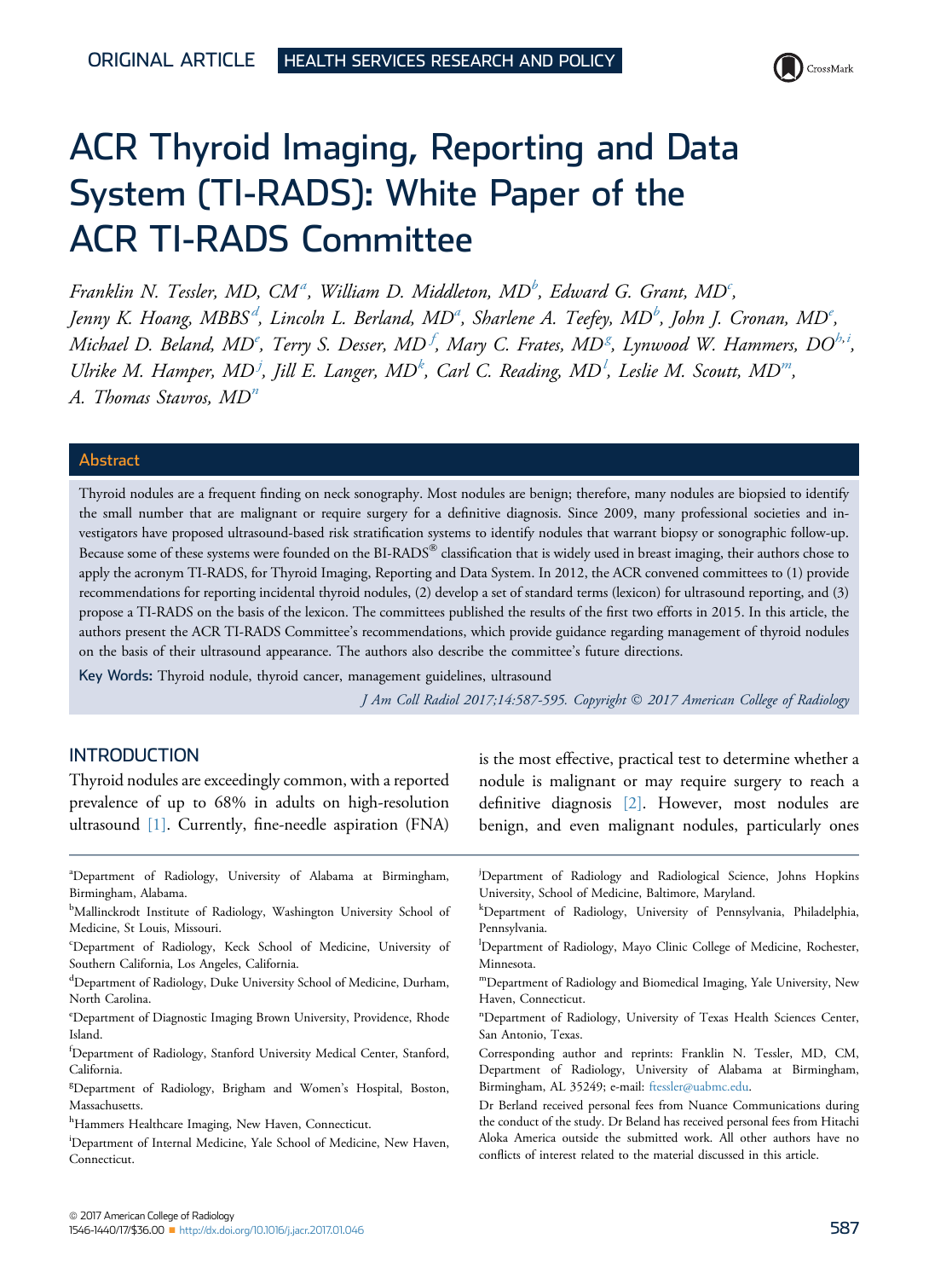ORIGINAL ARTICLE HEALTH SERVICES RESEARCH AND POLICY

# ACR Thyroid Imaging, Reporting and Data System (TI-RADS): White Paper of the ACR TI-RADS Committee

*Franklin N. Tessler, MD, CM[a], William D. Middleton, MD[b], Edward G. Grant, MD[c], Jenny K. Hoang, MBBS[d], Lincoln L. Berland, MD[a], Sharlene A. Teefey, MD[b], John J. Cronan, MD[e], Michael D. Beland, MD[e], Terry S. Desser, MD[f], Mary C. Frates, MD[g], Lynwood W. Hammers, DO[h,i], Ulrike M. Hamper, MD[j], Jill E. Langer, MD[k], Carl C. Reading, MD[l], Leslie M. Scoutt, MD[m], A. Thomas Stavros, MD[n]*

## Abstract

Thyroid nodules are a frequent finding on neck sonography. Most nodules are benign; therefore, many nodules are biopsied to identify the small number that are malignant or require surgery for a definitive diagnosis. Since 2009, many professional societies and investigators have proposed ultrasound-based risk stratification systems to identify nodules that warrant biopsy or sonographic follow-up. Because some of these systems were founded on the BI-RADS® classification that is widely used in breast imaging, their authors chose to apply the acronym TI-RADS, for Thyroid Imaging, Reporting and Data System. In 2012, the ACR convened committees to (1) provide recommendations for reporting incidental thyroid nodules, (2) develop a set of standard terms (lexicon) for ultrasound reporting, and (3) propose a TI-RADS on the basis of the lexicon. The committees published the results of the first two efforts in 2015. In this article, the authors present the ACR TI-RADS Committee's recommendations, which provide guidance regarding management of thyroid nodules on the basis of their ultrasound appearance. The authors also describe the committee's future directions.

**Key Words:** Thyroid nodule, thyroid cancer, management guidelines, ultrasound

*J Am Coll Radiol 2017;14:587-595. Copyright © 2017 American College of Radiology*

## INTRODUCTION

Thyroid nodules are exceedingly common, with a reported prevalence of up to 68% in adults on high-resolution ultrasound [1]. Currently, fine-needle aspiration (FNA) is the most effective, practical test to determine whether a nodule is malignant or may require surgery to reach a definitive diagnosis [2]. However, most nodules are benign, and even malignant nodules, particularly ones

[a]Department of Radiology, University of Alabama at Birmingham, Birmingham, Alabama.

[b]Mallinckrodt Institute of Radiology, Washington University School of Medicine, St Louis, Missouri.

[c]Department of Radiology, Keck School of Medicine, University of Southern California, Los Angeles, California.

[d]Department of Radiology, Duke University School of Medicine, Durham, North Carolina.

[e]Department of Diagnostic Imaging Brown University, Providence, Rhode Island.

[f]Department of Radiology, Stanford University Medical Center, Stanford, California.

[g]Department of Radiology, Brigham and Women's Hospital, Boston, Massachusetts.

[h]Hammers Healthcare Imaging, New Haven, Connecticut.

[i]Department of Internal Medicine, Yale School of Medicine, New Haven, Connecticut.

[j]Department of Radiology and Radiological Science, Johns Hopkins University, School of Medicine, Baltimore, Maryland.

[k]Department of Radiology, University of Pennsylvania, Philadelphia, Pennsylvania.

[l]Department of Radiology, Mayo Clinic College of Medicine, Rochester, Minnesota.

[m]Department of Radiology and Biomedical Imaging, Yale University, New Haven, Connecticut.

[n]Department of Radiology, University of Texas Health Sciences Center, San Antonio, Texas.

Corresponding author and reprints: Franklin N. Tessler, MD, CM, Department of Radiology, University of Alabama at Birmingham, Birmingham, AL 35249; e-mail: ftessler@uabmc.edu.

Dr Berland received personal fees from Nuance Communications during the conduct of the study. Dr Beland has received personal fees from Hitachi Aloka America outside the submitted work. All other authors have no conflicts of interest related to the material discussed in this article.

© 2017 American College of Radiology
1546-1440/17/$36.00 ■ http://dx.doi.org/10.1016/j.jacr.2017.01.046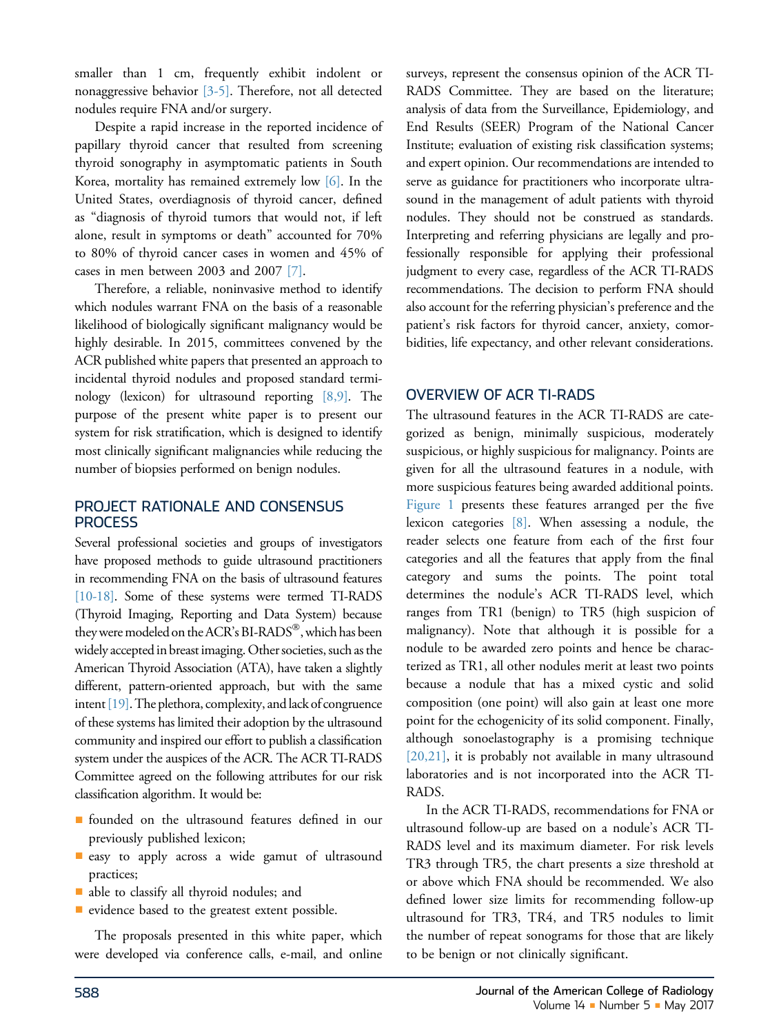smaller than 1 cm, frequently exhibit indolent or nonaggressive behavior [3-5]. Therefore, not all detected nodules require FNA and/or surgery.

Despite a rapid increase in the reported incidence of papillary thyroid cancer that resulted from screening thyroid sonography in asymptomatic patients in South Korea, mortality has remained extremely low [6]. In the United States, overdiagnosis of thyroid cancer, defined as "diagnosis of thyroid tumors that would not, if left alone, result in symptoms or death" accounted for 70% to 80% of thyroid cancer cases in women and 45% of cases in men between 2003 and 2007 [7].

Therefore, a reliable, noninvasive method to identify which nodules warrant FNA on the basis of a reasonable likelihood of biologically significant malignancy would be highly desirable. In 2015, committees convened by the ACR published white papers that presented an approach to incidental thyroid nodules and proposed standard terminology (lexicon) for ultrasound reporting [8,9]. The purpose of the present white paper is to present our system for risk stratification, which is designed to identify most clinically significant malignancies while reducing the number of biopsies performed on benign nodules.

## PROJECT RATIONALE AND CONSENSUS PROCESS

Several professional societies and groups of investigators have proposed methods to guide ultrasound practitioners in recommending FNA on the basis of ultrasound features [10-18]. Some of these systems were termed TI-RADS (Thyroid Imaging, Reporting and Data System) because they were modeled on the ACR's BI-RADS®, which has been widely accepted in breast imaging. Other societies, such as the American Thyroid Association (ATA), have taken a slightly different, pattern-oriented approach, but with the same intent [19]. The plethora, complexity, and lack of congruence of these systems has limited their adoption by the ultrasound community and inspired our effort to publish a classification system under the auspices of the ACR. The ACR TI-RADS Committee agreed on the following attributes for our risk classification algorithm. It would be:

- founded on the ultrasound features defined in our previously published lexicon;
- easy to apply across a wide gamut of ultrasound practices;
- able to classify all thyroid nodules; and
- evidence based to the greatest extent possible.

The proposals presented in this white paper, which were developed via conference calls, e-mail, and online surveys, represent the consensus opinion of the ACR TI-RADS Committee. They are based on the literature; analysis of data from the Surveillance, Epidemiology, and End Results (SEER) Program of the National Cancer Institute; evaluation of existing risk classification systems; and expert opinion. Our recommendations are intended to serve as guidance for practitioners who incorporate ultrasound in the management of adult patients with thyroid nodules. They should not be construed as standards. Interpreting and referring physicians are legally and professionally responsible for applying their professional judgment to every case, regardless of the ACR TI-RADS recommendations. The decision to perform FNA should also account for the referring physician's preference and the patient's risk factors for thyroid cancer, anxiety, comorbidities, life expectancy, and other relevant considerations.

## OVERVIEW OF ACR TI-RADS

The ultrasound features in the ACR TI-RADS are categorized as benign, minimally suspicious, moderately suspicious, or highly suspicious for malignancy. Points are given for all the ultrasound features in a nodule, with more suspicious features being awarded additional points. Figure 1 presents these features arranged per the five lexicon categories [8]. When assessing a nodule, the reader selects one feature from each of the first four categories and all the features that apply from the final category and sums the points. The point total determines the nodule's ACR TI-RADS level, which ranges from TR1 (benign) to TR5 (high suspicion of malignancy). Note that although it is possible for a nodule to be awarded zero points and hence be characterized as TR1, all other nodules merit at least two points because a nodule that has a mixed cystic and solid composition (one point) will also gain at least one more point for the echogenicity of its solid component. Finally, although sonoelastography is a promising technique [20,21], it is probably not available in many ultrasound laboratories and is not incorporated into the ACR TI-RADS.

In the ACR TI-RADS, recommendations for FNA or ultrasound follow-up are based on a nodule's ACR TI-RADS level and its maximum diameter. For risk levels TR3 through TR5, the chart presents a size threshold at or above which FNA should be recommended. We also defined lower size limits for recommending follow-up ultrasound for TR3, TR4, and TR5 nodules to limit the number of repeat sonograms for those that are likely to be benign or not clinically significant.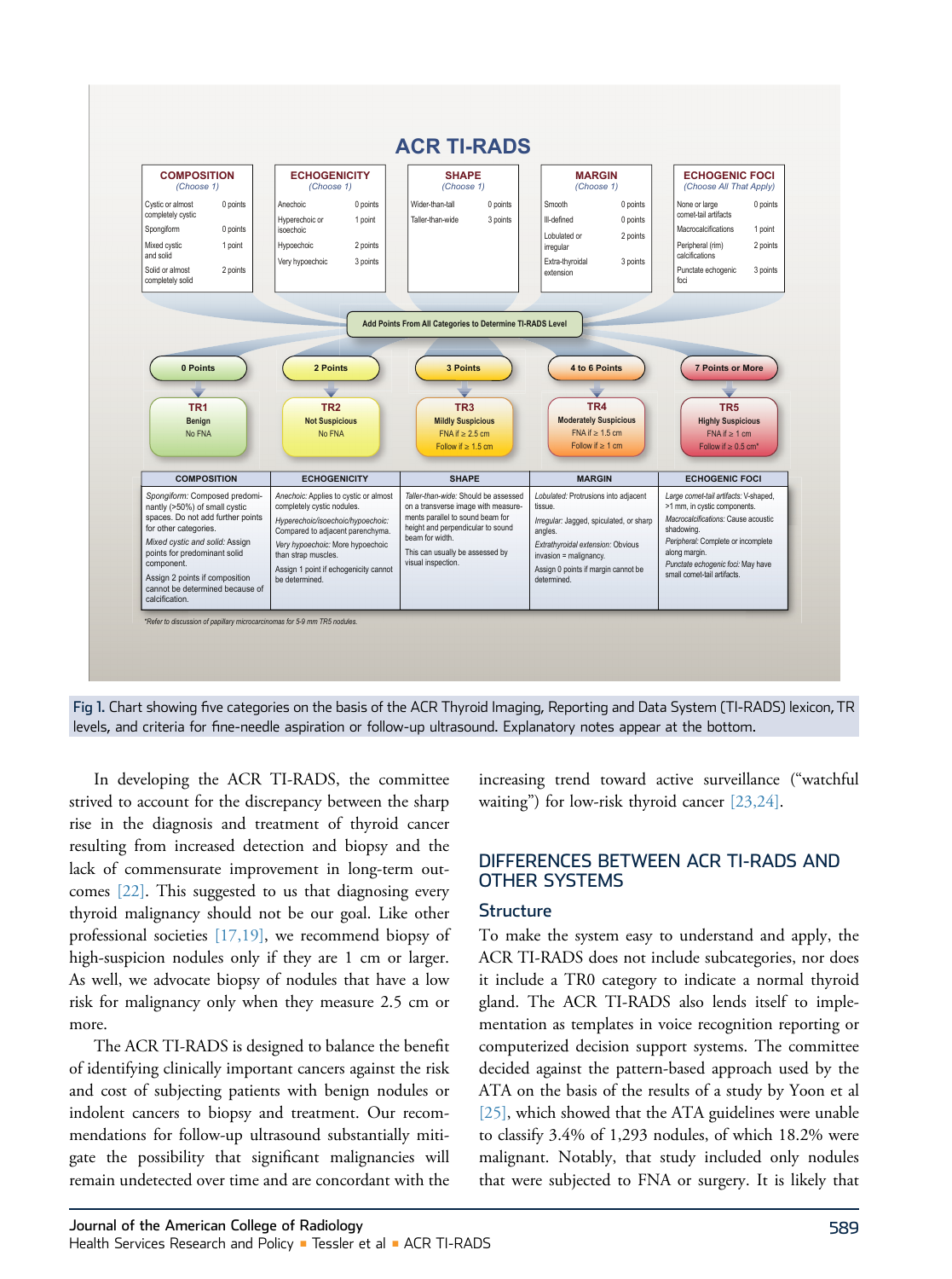# ACR TI-RADS

| COMPOSITION (Choose 1) | | ECHOGENICITY (Choose 1) | | SHAPE (Choose 1) | | MARGIN (Choose 1) | | ECHOGENIC FOCI (Choose All That Apply) | |
|---|---|---|---|---|---|---|---|---|---|
| Cystic or almost completely cystic | 0 points | Anechoic | 0 points | Wider-than-tall | 0 points | Smooth | 0 points | None or large comet-tail artifacts | 0 points |
| Spongiform | 0 points | Hyperechoic or isoechoic | 1 point | Taller-than-wide | 3 points | Ill-defined | 0 points | Macrocalcifications | 1 point |
| Mixed cystic and solid | 1 point | Hypoechoic | 2 points | | | Lobulated or irregular | 2 points | Peripheral (rim) calcifications | 2 points |
| Solid or almost completely solid | 2 points | Very hypoechoic | 3 points | | | Extra-thyroidal extension | 3 points | Punctate echogenic foci | 3 points |

Add Points From All Categories to Determine TI-RADS Level

| 0 Points | 2 Points | 3 Points | 4 to 6 Points | 7 Points or More |
|---|---|---|---|---|
| TR1 Benign No FNA | TR2 Not Suspicious No FNA | TR3 Mildly Suspicious FNA if ≥ 2.5 cm Follow if ≥ 1.5 cm | TR4 Moderately Suspicious FNA if ≥ 1.5 cm Follow if ≥ 1 cm | TR5 Highly Suspicious FNA if ≥ 1 cm Follow if ≥ 0.5 cm* |

| COMPOSITION | ECHOGENICITY | SHAPE | MARGIN | ECHOGENIC FOCI |
|---|---|---|---|---|
| *Spongiform:* Composed predominantly (>50%) of small cystic spaces. Do not add further points for other categories. *Mixed cystic and solid:* Assign points for predominant solid component. Assign 2 points if composition cannot be determined because of calcification. | *Anechoic:* Applies to cystic or almost completely cystic nodules. *Hyperechoic/isoechoic/hypoechoic:* Compared to adjacent parenchyma. *Very hypoechoic:* More hypoechoic than strap muscles. Assign 1 point if echogenicity cannot be determined. | *Taller-than-wide:* Should be assessed on a transverse image with measurements parallel to sound beam for height and perpendicular to sound beam for width. This can usually be assessed by visual inspection. | *Lobulated:* Protrusions into adjacent tissue. *Irregular:* Jagged, spiculated, or sharp angles. *Extrathyroidal extension:* Obvious invasion = malignancy. Assign 0 points if margin cannot be determined. | *Large comet-tail artifacts:* V-shaped, >1 mm, in cystic components. *Macrocalcifications:* Cause acoustic shadowing. *Peripheral:* Complete or incomplete along margin. *Punctate echogenic foci:* May have small comet-tail artifacts. |

*Refer to discussion of papillary microcarcinomas for 5-9 mm TR5 nodules.

Fig 1. Chart showing five categories on the basis of the ACR Thyroid Imaging, Reporting and Data System (TI-RADS) lexicon, TR levels, and criteria for fine-needle aspiration or follow-up ultrasound. Explanatory notes appear at the bottom.

In developing the ACR TI-RADS, the committee strived to account for the discrepancy between the sharp rise in the diagnosis and treatment of thyroid cancer resulting from increased detection and biopsy and the lack of commensurate improvement in long-term outcomes [22]. This suggested to us that diagnosing every thyroid malignancy should not be our goal. Like other professional societies [17,19], we recommend biopsy of high-suspicion nodules only if they are 1 cm or larger. As well, we advocate biopsy of nodules that have a low risk for malignancy only when they measure 2.5 cm or more.

The ACR TI-RADS is designed to balance the benefit of identifying clinically important cancers against the risk and cost of subjecting patients with benign nodules or indolent cancers to biopsy and treatment. Our recommendations for follow-up ultrasound substantially mitigate the possibility that significant malignancies will remain undetected over time and are concordant with the increasing trend toward active surveillance ("watchful waiting") for low-risk thyroid cancer [23,24].

## DIFFERENCES BETWEEN ACR TI-RADS AND OTHER SYSTEMS

### Structure

To make the system easy to understand and apply, the ACR TI-RADS does not include subcategories, nor does it include a TR0 category to indicate a normal thyroid gland. The ACR TI-RADS also lends itself to implementation as templates in voice recognition reporting or computerized decision support systems. The committee decided against the pattern-based approach used by the ATA on the basis of the results of a study by Yoon et al [25], which showed that the ATA guidelines were unable to classify 3.4% of 1,293 nodules, of which 18.2% were malignant. Notably, that study included only nodules that were subjected to FNA or surgery. It is likely that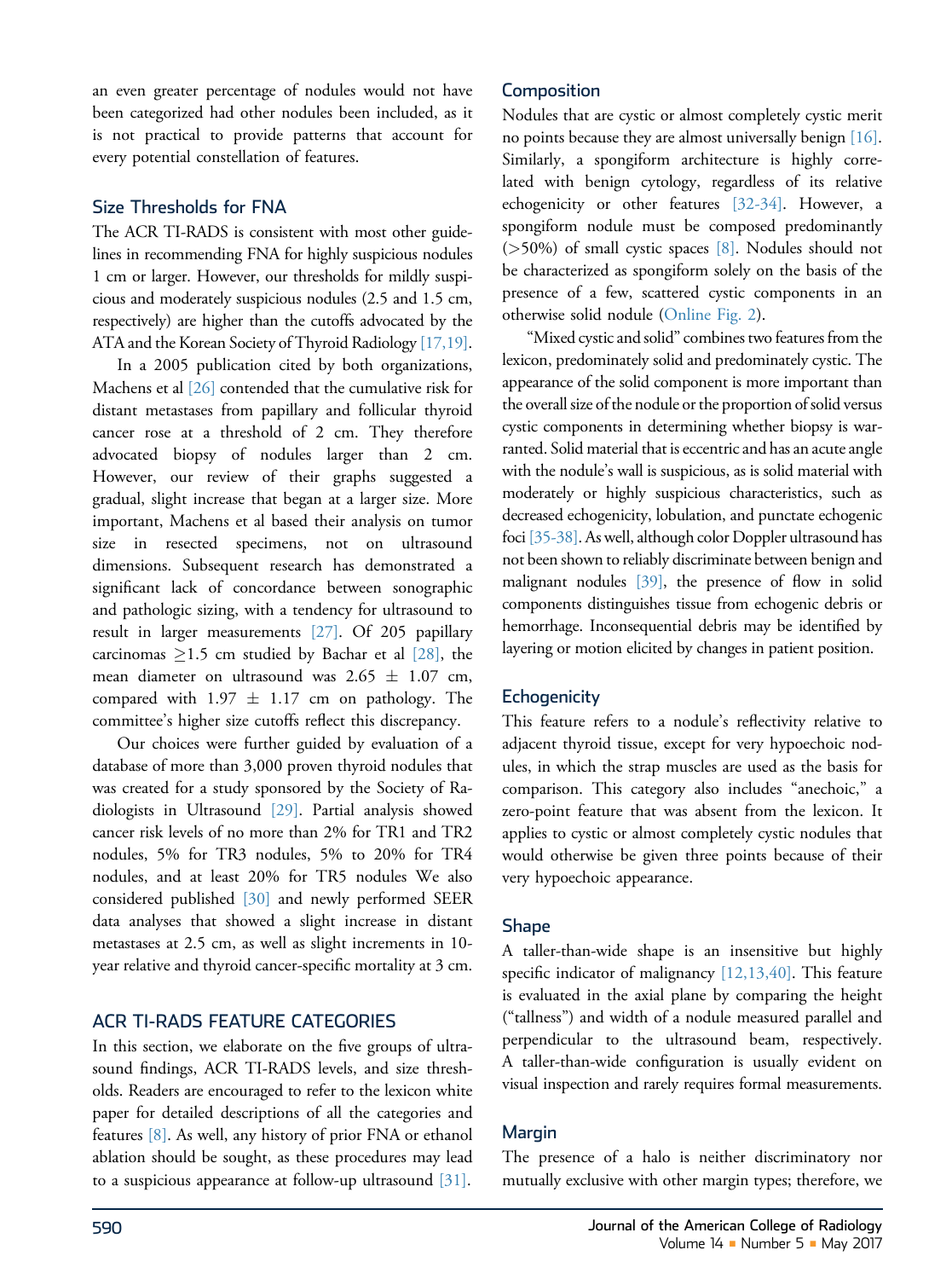an even greater percentage of nodules would not have been categorized had other nodules been included, as it is not practical to provide patterns that account for every potential constellation of features.

### Size Thresholds for FNA

The ACR TI-RADS is consistent with most other guidelines in recommending FNA for highly suspicious nodules 1 cm or larger. However, our thresholds for mildly suspicious and moderately suspicious nodules (2.5 and 1.5 cm, respectively) are higher than the cutoffs advocated by the ATA and the Korean Society of Thyroid Radiology [17,19].

In a 2005 publication cited by both organizations, Machens et al [26] contended that the cumulative risk for distant metastases from papillary and follicular thyroid cancer rose at a threshold of 2 cm. They therefore advocated biopsy of nodules larger than 2 cm. However, our review of their graphs suggested a gradual, slight increase that began at a larger size. More important, Machens et al based their analysis on tumor size in resected specimens, not on ultrasound dimensions. Subsequent research has demonstrated a significant lack of concordance between sonographic and pathologic sizing, with a tendency for ultrasound to result in larger measurements [27]. Of 205 papillary carcinomas ≥1.5 cm studied by Bachar et al [28], the mean diameter on ultrasound was 2.65 ± 1.07 cm, compared with 1.97 ± 1.17 cm on pathology. The committee's higher size cutoffs reflect this discrepancy.

Our choices were further guided by evaluation of a database of more than 3,000 proven thyroid nodules that was created for a study sponsored by the Society of Radiologists in Ultrasound [29]. Partial analysis showed cancer risk levels of no more than 2% for TR1 and TR2 nodules, 5% for TR3 nodules, 5% to 20% for TR4 nodules, and at least 20% for TR5 nodules We also considered published [30] and newly performed SEER data analyses that showed a slight increase in distant metastases at 2.5 cm, as well as slight increments in 10-year relative and thyroid cancer-specific mortality at 3 cm.

## ACR TI-RADS FEATURE CATEGORIES

In this section, we elaborate on the five groups of ultrasound findings, ACR TI-RADS levels, and size thresholds. Readers are encouraged to refer to the lexicon white paper for detailed descriptions of all the categories and features [8]. As well, any history of prior FNA or ethanol ablation should be sought, as these procedures may lead to a suspicious appearance at follow-up ultrasound [31].

### Composition

Nodules that are cystic or almost completely cystic merit no points because they are almost universally benign [16]. Similarly, a spongiform architecture is highly correlated with benign cytology, regardless of its relative echogenicity or other features [32-34]. However, a spongiform nodule must be composed predominantly (>50%) of small cystic spaces [8]. Nodules should not be characterized as spongiform solely on the basis of the presence of a few, scattered cystic components in an otherwise solid nodule (Online Fig. 2).

"Mixed cystic and solid" combines two features from the lexicon, predominately solid and predominately cystic. The appearance of the solid component is more important than the overall size of the nodule or the proportion of solid versus cystic components in determining whether biopsy is warranted. Solid material that is eccentric and has an acute angle with the nodule's wall is suspicious, as is solid material with moderately or highly suspicious characteristics, such as decreased echogenicity, lobulation, and punctate echogenic foci [35-38]. As well, although color Doppler ultrasound has not been shown to reliably discriminate between benign and malignant nodules [39], the presence of flow in solid components distinguishes tissue from echogenic debris or hemorrhage. Inconsequential debris may be identified by layering or motion elicited by changes in patient position.

### Echogenicity

This feature refers to a nodule's reflectivity relative to adjacent thyroid tissue, except for very hypoechoic nodules, in which the strap muscles are used as the basis for comparison. This category also includes "anechoic," a zero-point feature that was absent from the lexicon. It applies to cystic or almost completely cystic nodules that would otherwise be given three points because of their very hypoechoic appearance.

### Shape

A taller-than-wide shape is an insensitive but highly specific indicator of malignancy [12,13,40]. This feature is evaluated in the axial plane by comparing the height ("tallness") and width of a nodule measured parallel and perpendicular to the ultrasound beam, respectively. A taller-than-wide configuration is usually evident on visual inspection and rarely requires formal measurements.

### Margin

The presence of a halo is neither discriminatory nor mutually exclusive with other margin types; therefore, we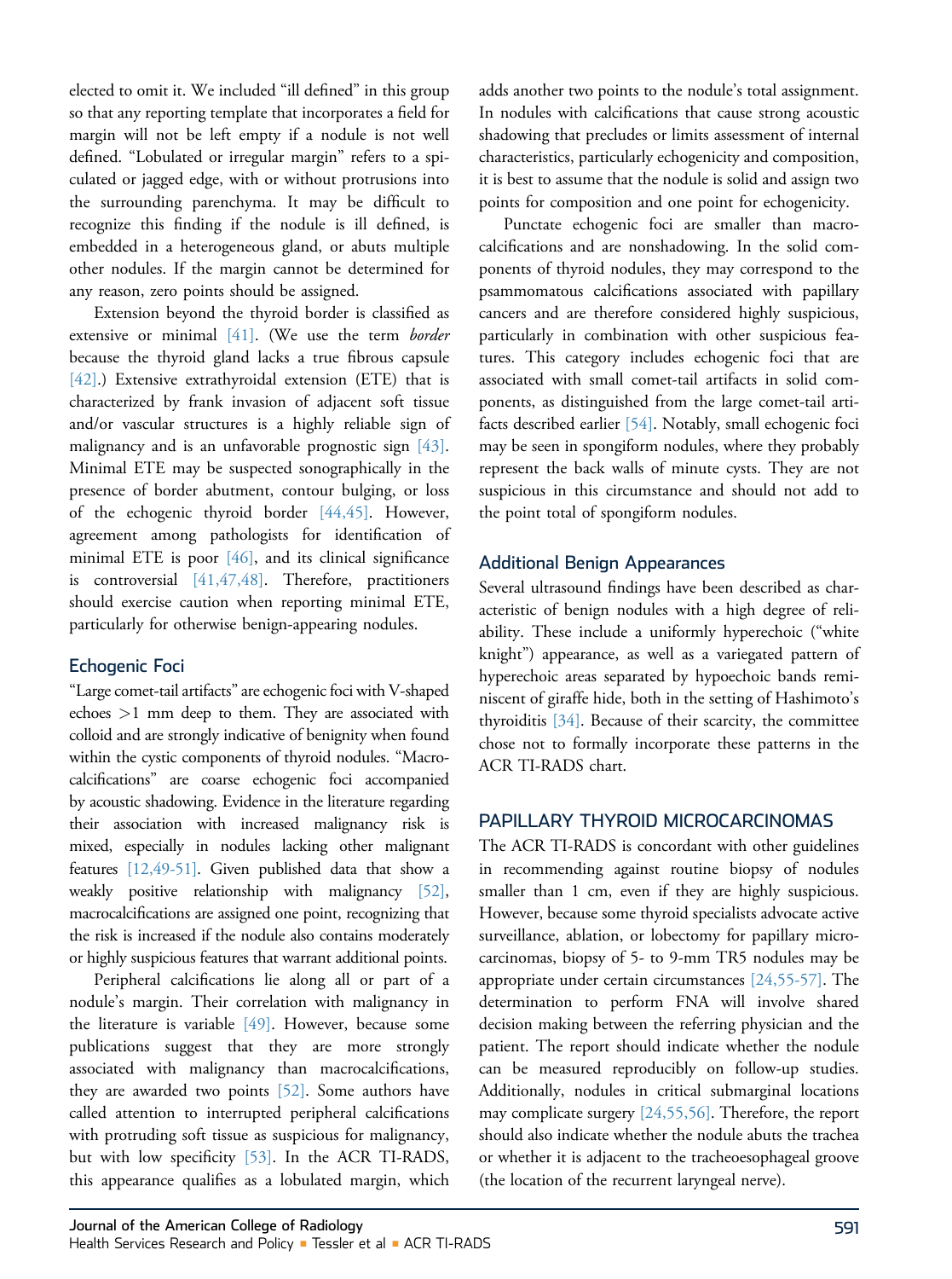elected to omit it. We included "ill defined" in this group so that any reporting template that incorporates a field for margin will not be left empty if a nodule is not well defined. "Lobulated or irregular margin" refers to a spiculated or jagged edge, with or without protrusions into the surrounding parenchyma. It may be difficult to recognize this finding if the nodule is ill defined, is embedded in a heterogeneous gland, or abuts multiple other nodules. If the margin cannot be determined for any reason, zero points should be assigned.

Extension beyond the thyroid border is classified as extensive or minimal [41]. (We use the term *border* because the thyroid gland lacks a true fibrous capsule [42].) Extensive extrathyroidal extension (ETE) that is characterized by frank invasion of adjacent soft tissue and/or vascular structures is a highly reliable sign of malignancy and is an unfavorable prognostic sign [43]. Minimal ETE may be suspected sonographically in the presence of border abutment, contour bulging, or loss of the echogenic thyroid border [44,45]. However, agreement among pathologists for identification of minimal ETE is poor [46], and its clinical significance is controversial [41,47,48]. Therefore, practitioners should exercise caution when reporting minimal ETE, particularly for otherwise benign-appearing nodules.

### Echogenic Foci

"Large comet-tail artifacts" are echogenic foci with V-shaped echoes >1 mm deep to them. They are associated with colloid and are strongly indicative of benignity when found within the cystic components of thyroid nodules. "Macrocalcifications" are coarse echogenic foci accompanied by acoustic shadowing. Evidence in the literature regarding their association with increased malignancy risk is mixed, especially in nodules lacking other malignant features [12,49-51]. Given published data that show a weakly positive relationship with malignancy [52], macrocalcifications are assigned one point, recognizing that the risk is increased if the nodule also contains moderately or highly suspicious features that warrant additional points.

Peripheral calcifications lie along all or part of a nodule's margin. Their correlation with malignancy in the literature is variable [49]. However, because some publications suggest that they are more strongly associated with malignancy than macrocalcifications, they are awarded two points [52]. Some authors have called attention to interrupted peripheral calcifications with protruding soft tissue as suspicious for malignancy, but with low specificity [53]. In the ACR TI-RADS, this appearance qualifies as a lobulated margin, which adds another two points to the nodule's total assignment. In nodules with calcifications that cause strong acoustic shadowing that precludes or limits assessment of internal characteristics, particularly echogenicity and composition, it is best to assume that the nodule is solid and assign two points for composition and one point for echogenicity.

Punctate echogenic foci are smaller than macrocalcifications and are nonshadowing. In the solid components of thyroid nodules, they may correspond to the psammomatous calcifications associated with papillary cancers and are therefore considered highly suspicious, particularly in combination with other suspicious features. This category includes echogenic foci that are associated with small comet-tail artifacts in solid components, as distinguished from the large comet-tail artifacts described earlier [54]. Notably, small echogenic foci may be seen in spongiform nodules, where they probably represent the back walls of minute cysts. They are not suspicious in this circumstance and should not add to the point total of spongiform nodules.

### Additional Benign Appearances

Several ultrasound findings have been described as characteristic of benign nodules with a high degree of reliability. These include a uniformly hyperechoic ("white knight") appearance, as well as a variegated pattern of hyperechoic areas separated by hypoechoic bands reminiscent of giraffe hide, both in the setting of Hashimoto's thyroiditis [34]. Because of their scarcity, the committee chose not to formally incorporate these patterns in the ACR TI-RADS chart.

## PAPILLARY THYROID MICROCARCINOMAS

The ACR TI-RADS is concordant with other guidelines in recommending against routine biopsy of nodules smaller than 1 cm, even if they are highly suspicious. However, because some thyroid specialists advocate active surveillance, ablation, or lobectomy for papillary microcarcinomas, biopsy of 5- to 9-mm TR5 nodules may be appropriate under certain circumstances [24,55-57]. The determination to perform FNA will involve shared decision making between the referring physician and the patient. The report should indicate whether the nodule can be measured reproducibly on follow-up studies. Additionally, nodules in critical submarginal locations may complicate surgery [24,55,56]. Therefore, the report should also indicate whether the nodule abuts the trachea or whether it is adjacent to the tracheoesophageal groove (the location of the recurrent laryngeal nerve).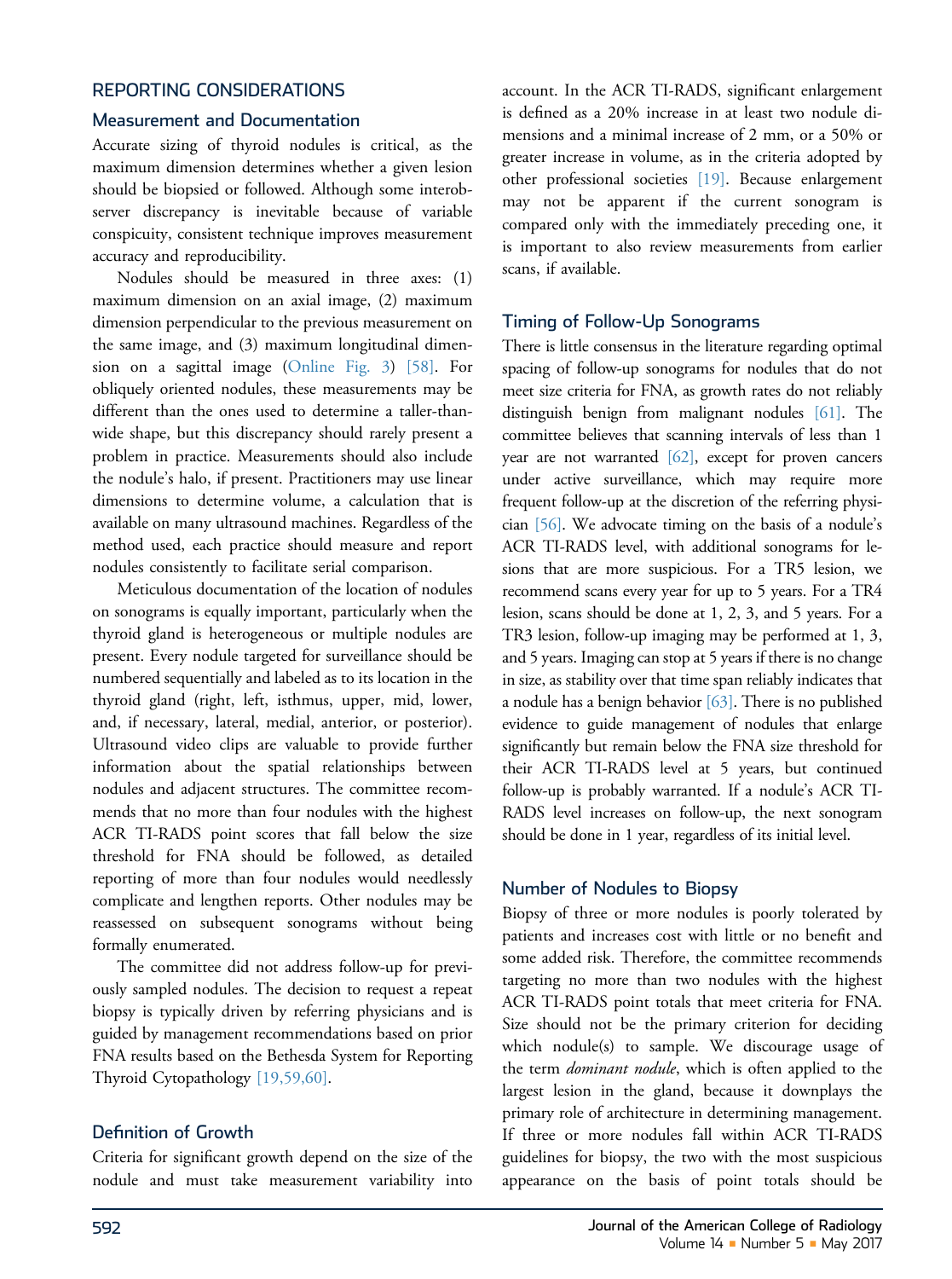## REPORTING CONSIDERATIONS

### Measurement and Documentation

Accurate sizing of thyroid nodules is critical, as the maximum dimension determines whether a given lesion should be biopsied or followed. Although some interobserver discrepancy is inevitable because of variable conspicuity, consistent technique improves measurement accuracy and reproducibility.

Nodules should be measured in three axes: (1) maximum dimension on an axial image, (2) maximum dimension perpendicular to the previous measurement on the same image, and (3) maximum longitudinal dimension on a sagittal image (Online Fig. 3) [58]. For obliquely oriented nodules, these measurements may be different than the ones used to determine a taller-than-wide shape, but this discrepancy should rarely present a problem in practice. Measurements should also include the nodule's halo, if present. Practitioners may use linear dimensions to determine volume, a calculation that is available on many ultrasound machines. Regardless of the method used, each practice should measure and report nodules consistently to facilitate serial comparison.

Meticulous documentation of the location of nodules on sonograms is equally important, particularly when the thyroid gland is heterogeneous or multiple nodules are present. Every nodule targeted for surveillance should be numbered sequentially and labeled as to its location in the thyroid gland (right, left, isthmus, upper, mid, lower, and, if necessary, lateral, medial, anterior, or posterior). Ultrasound video clips are valuable to provide further information about the spatial relationships between nodules and adjacent structures. The committee recommends that no more than four nodules with the highest ACR TI-RADS point scores that fall below the size threshold for FNA should be followed, as detailed reporting of more than four nodules would needlessly complicate and lengthen reports. Other nodules may be reassessed on subsequent sonograms without being formally enumerated.

The committee did not address follow-up for previously sampled nodules. The decision to request a repeat biopsy is typically driven by referring physicians and is guided by management recommendations based on prior FNA results based on the Bethesda System for Reporting Thyroid Cytopathology [19,59,60].

### Definition of Growth

Criteria for significant growth depend on the size of the nodule and must take measurement variability into account. In the ACR TI-RADS, significant enlargement is defined as a 20% increase in at least two nodule dimensions and a minimal increase of 2 mm, or a 50% or greater increase in volume, as in the criteria adopted by other professional societies [19]. Because enlargement may not be apparent if the current sonogram is compared only with the immediately preceding one, it is important to also review measurements from earlier scans, if available.

### Timing of Follow-Up Sonograms

There is little consensus in the literature regarding optimal spacing of follow-up sonograms for nodules that do not meet size criteria for FNA, as growth rates do not reliably distinguish benign from malignant nodules [61]. The committee believes that scanning intervals of less than 1 year are not warranted [62], except for proven cancers under active surveillance, which may require more frequent follow-up at the discretion of the referring physician [56]. We advocate timing on the basis of a nodule's ACR TI-RADS level, with additional sonograms for lesions that are more suspicious. For a TR5 lesion, we recommend scans every year for up to 5 years. For a TR4 lesion, scans should be done at 1, 2, 3, and 5 years. For a TR3 lesion, follow-up imaging may be performed at 1, 3, and 5 years. Imaging can stop at 5 years if there is no change in size, as stability over that time span reliably indicates that a nodule has a benign behavior [63]. There is no published evidence to guide management of nodules that enlarge significantly but remain below the FNA size threshold for their ACR TI-RADS level at 5 years, but continued follow-up is probably warranted. If a nodule's ACR TI-RADS level increases on follow-up, the next sonogram should be done in 1 year, regardless of its initial level.

### Number of Nodules to Biopsy

Biopsy of three or more nodules is poorly tolerated by patients and increases cost with little or no benefit and some added risk. Therefore, the committee recommends targeting no more than two nodules with the highest ACR TI-RADS point totals that meet criteria for FNA. Size should not be the primary criterion for deciding which nodule(s) to sample. We discourage usage of the term *dominant nodule*, which is often applied to the largest lesion in the gland, because it downplays the primary role of architecture in determining management. If three or more nodules fall within ACR TI-RADS guidelines for biopsy, the two with the most suspicious appearance on the basis of point totals should be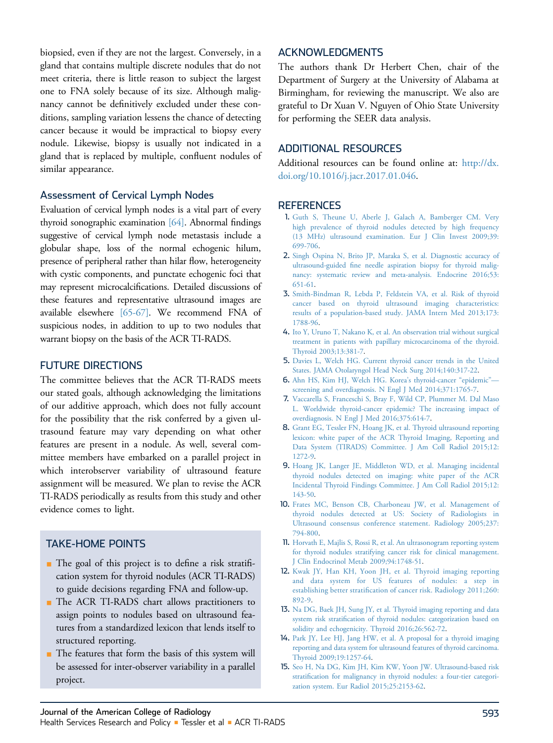biopsied, even if they are not the largest. Conversely, in a gland that contains multiple discrete nodules that do not meet criteria, there is little reason to subject the largest one to FNA solely because of its size. Although malignancy cannot be definitively excluded under these conditions, sampling variation lessens the chance of detecting cancer because it would be impractical to biopsy every nodule. Likewise, biopsy is usually not indicated in a gland that is replaced by multiple, confluent nodules of similar appearance.

### Assessment of Cervical Lymph Nodes

Evaluation of cervical lymph nodes is a vital part of every thyroid sonographic examination [64]. Abnormal findings suggestive of cervical lymph node metastasis include a globular shape, loss of the normal echogenic hilum, presence of peripheral rather than hilar flow, heterogeneity with cystic components, and punctate echogenic foci that may represent microcalcifications. Detailed discussions of these features and representative ultrasound images are available elsewhere [65-67]. We recommend FNA of suspicious nodes, in addition to up to two nodules that warrant biopsy on the basis of the ACR TI-RADS.

## FUTURE DIRECTIONS

The committee believes that the ACR TI-RADS meets our stated goals, although acknowledging the limitations of our additive approach, which does not fully account for the possibility that the risk conferred by a given ultrasound feature may vary depending on what other features are present in a nodule. As well, several committee members have embarked on a parallel project in which interobserver variability of ultrasound feature assignment will be measured. We plan to revise the ACR TI-RADS periodically as results from this study and other evidence comes to light.

## TAKE-HOME POINTS

- The goal of this project is to define a risk stratification system for thyroid nodules (ACR TI-RADS) to guide decisions regarding FNA and follow-up.
- The ACR TI-RADS chart allows practitioners to assign points to nodules based on ultrasound features from a standardized lexicon that lends itself to structured reporting.
- The features that form the basis of this system will be assessed for inter-observer variability in a parallel project.

## ACKNOWLEDGMENTS

The authors thank Dr Herbert Chen, chair of the Department of Surgery at the University of Alabama at Birmingham, for reviewing the manuscript. We also are grateful to Dr Xuan V. Nguyen of Ohio State University for performing the SEER data analysis.

## ADDITIONAL RESOURCES

Additional resources can be found online at: http://dx.doi.org/10.1016/j.jacr.2017.01.046.

## REFERENCES

1. Guth S, Theune U, Aberle J, Galach A, Bamberger CM. Very high prevalence of thyroid nodules detected by high frequency (13 MHz) ultrasound examination. Eur J Clin Invest 2009;39:699-706.
2. Singh Ospina N, Brito JP, Maraka S, et al. Diagnostic accuracy of ultrasound-guided fine needle aspiration biopsy for thyroid malignancy: systematic review and meta-analysis. Endocrine 2016;53:651-61.
3. Smith-Bindman R, Lebda P, Feldstein VA, et al. Risk of thyroid cancer based on thyroid ultrasound imaging characteristics: results of a population-based study. JAMA Intern Med 2013;173:1788-96.
4. Ito Y, Uruno T, Nakano K, et al. An observation trial without surgical treatment in patients with papillary microcarcinoma of the thyroid. Thyroid 2003;13:381-7.
5. Davies L, Welch HG. Current thyroid cancer trends in the United States. JAMA Otolaryngol Head Neck Surg 2014;140:317-22.
6. Ahn HS, Kim HJ, Welch HG. Korea's thyroid-cancer "epidemic"—screening and overdiagnosis. N Engl J Med 2014;371:1765-7.
7. Vaccarella S, Franceschi S, Bray F, Wild CP, Plummer M. Dal Maso L. Worldwide thyroid-cancer epidemic? The increasing impact of overdiagnosis. N Engl J Med 2016;375:614-7.
8. Grant EG, Tessler FN, Hoang JK, et al. Thyroid ultrasound reporting lexicon: white paper of the ACR Thyroid Imaging, Reporting and Data System (TIRADS) Committee. J Am Coll Radiol 2015;12:1272-9.
9. Hoang JK, Langer JE, Middleton WD, et al. Managing incidental thyroid nodules detected on imaging: white paper of the ACR Incidental Thyroid Findings Committee. J Am Coll Radiol 2015;12:143-50.
10. Frates MC, Benson CB, Charboneau JW, et al. Management of thyroid nodules detected at US: Society of Radiologists in Ultrasound consensus conference statement. Radiology 2005;237:794-800.
11. Horvath E, Majlis S, Rossi R, et al. An ultrasonogram reporting system for thyroid nodules stratifying cancer risk for clinical management. J Clin Endocrinol Metab 2009;94:1748-51.
12. Kwak JY, Han KH, Yoon JH, et al. Thyroid imaging reporting and data system for US features of nodules: a step in establishing better stratification of cancer risk. Radiology 2011;260:892-9.
13. Na DG, Baek JH, Sung JY, et al. Thyroid imaging reporting and data system risk stratification of thyroid nodules: categorization based on solidity and echogenicity. Thyroid 2016;26:562-72.
14. Park JY, Lee HJ, Jang HW, et al. A proposal for a thyroid imaging reporting and data system for ultrasound features of thyroid carcinoma. Thyroid 2009;19:1257-64.
15. Seo H, Na DG, Kim JH, Kim KW, Yoon JW. Ultrasound-based risk stratification for malignancy in thyroid nodules: a four-tier categorization system. Eur Radiol 2015;25:2153-62.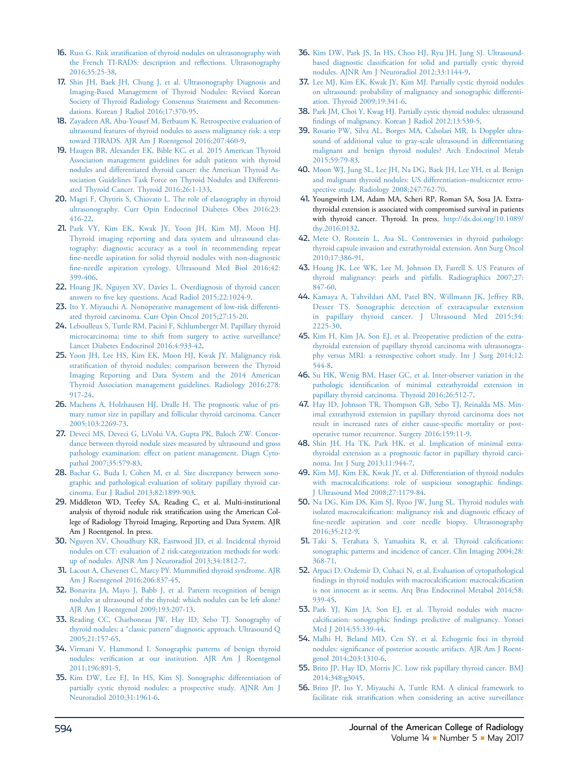16. Russ G. Risk stratification of thyroid nodules on ultrasonography with the French TI-RADS: description and reflections. Ultrasonography 2016;35:25-38.
17. Shin JH, Baek JH, Chung J, et al. Ultrasonography Diagnosis and Imaging-Based Management of Thyroid Nodules: Revised Korean Society of Thyroid Radiology Consensus Statement and Recommendations. Korean J Radiol 2016;17:370-95.
18. Zayadeen AR, Abu-Yousef M, Berbaum K. Retrospective evaluation of ultrasound features of thyroid nodules to assess malignancy risk: a step toward TIRADS. AJR Am J Roentgenol 2016;207:460-9.
19. Haugen BR, Alexander EK, Bible KC, et al. 2015 American Thyroid Association management guidelines for adult patients with thyroid nodules and differentiated thyroid cancer: the American Thyroid Association Guidelines Task Force on Thyroid Nodules and Differentiated Thyroid Cancer. Thyroid 2016;26:1-133.
20. Magri F, Chytiris S, Chiovato L. The role of elastography in thyroid ultrasonography. Curr Opin Endocrinol Diabetes Obes 2016;23:416-22.
21. Park VY, Kim EK, Kwak JY, Yoon JH, Kim MJ, Moon HJ. Thyroid imaging reporting and data system and ultrasound elastography: diagnostic accuracy as a tool in recommending repeat fine-needle aspiration for solid thyroid nodules with non-diagnostic fine-needle aspiration cytology. Ultrasound Med Biol 2016;42:399-406.
22. Hoang JK, Nguyen XV, Davies L. Overdiagnosis of thyroid cancer: answers to five key questions. Acad Radiol 2015;22:1024-9.
23. Ito Y, Miyauchi A. Nonoperative management of low-risk differentiated thyroid carcinoma. Curr Opin Oncol 2015;27:15-20.
24. Leboulleux S, Tuttle RM, Pacini F, Schlumberger M. Papillary thyroid microcarcinoma: time to shift from surgery to active surveillance? Lancet Diabetes Endocrinol 2016;4:933-42.
25. Yoon JH, Lee HS, Kim EK, Moon HJ, Kwak JY. Malignancy risk stratification of thyroid nodules: comparison between the Thyroid Imaging Reporting and Data System and the 2014 American Thyroid Association management guidelines. Radiology 2016;278:917-24.
26. Machens A, Holzhausen HJ, Dralle H. The prognostic value of primary tumor size in papillary and follicular thyroid carcinoma. Cancer 2005;103:2269-73.
27. Deveci MS, Deveci G, LiVolsi VA, Gupta PK, Baloch ZW. Concordance between thyroid nodule sizes measured by ultrasound and gross pathology examination: effect on patient management. Diagn Cytopathol 2007;35:579-83.
28. Bachar G, Buda I, Cohen M, et al. Size discrepancy between sonographic and pathological evaluation of solitary papillary thyroid carcinoma. Eur J Radiol 2013;82:1899-903.
29. Middleton WD, Teefey SA, Reading C, et al. Multi-institutional analysis of thyroid nodule risk stratification using the American College of Radiology Thyroid Imaging, Reporting and Data System. AJR Am J Roentgenol. In press.
30. Nguyen XV, Choudhury KR, Eastwood JD, et al. Incidental thyroid nodules on CT: evaluation of 2 risk-categorization methods for work-up of nodules. AJNR Am J Neuroradiol 2013;34:1812-7.
31. Lacout A, Chevenet C, Marcy PY. Mummified thyroid syndrome. AJR Am J Roentgenol 2016;206:837-45.
32. Bonavita JA, Mayo J, Babb J, et al. Pattern recognition of benign nodules at ultrasound of the thyroid: which nodules can be left alone? AJR Am J Roentgenol 2009;193:207-13.
33. Reading CC, Charboneau JW, Hay ID, Sebo TJ. Sonography of thyroid nodules: a "classic pattern" diagnostic approach. Ultrasound Q 2005;21:157-65.
34. Virmani V, Hammond I. Sonographic patterns of benign thyroid nodules: verification at our institution. AJR Am J Roentgenol 2011;196:891-5.
35. Kim DW, Lee EJ, In HS, Kim SJ. Sonographic differentiation of partially cystic thyroid nodules: a prospective study. AJNR Am J Neuroradiol 2010;31:1961-6.
36. Kim DW, Park JS, In HS, Choo HJ, Ryu JH, Jung SJ. Ultrasound-based diagnostic classification for solid and partially cystic thyroid nodules. AJNR Am J Neuroradiol 2012;33:1144-9.
37. Lee MJ, Kim EK, Kwak JY, Kim MJ. Partially cystic thyroid nodules on ultrasound: probability of malignancy and sonographic differentiation. Thyroid 2009;19:341-6.
38. Park JM, Choi Y, Kwag HJ. Partially cystic thyroid nodules: ultrasound findings of malignancy. Korean J Radiol 2012;13:530-5.
39. Rosario PW, Silva AL, Borges MA, Calsolari MR. Is Doppler ultrasound of additional value to gray-scale ultrasound in differentiating malignant and benign thyroid nodules? Arch Endocrinol Metab 2015;59:79-83.
40. Moon WJ, Jung SL, Lee JH, Na DG, Baek JH, Lee YH, et al. Benign and malignant thyroid nodules: US differentiation–multicenter retrospective study. Radiology 2008;247:762-70.
41. Youngwirth LM, Adam MA, Scheri RP, Roman SA, Sosa JA. Extrathyroidal extension is associated with compromised survival in patients with thyroid cancer. Thyroid. In press. http://dx.doi.org/10.1089/thy.2016.0132.
42. Mete O, Rotstein L, Asa SL. Controversies in thyroid pathology: thyroid capsule invasion and extrathyroidal extension. Ann Surg Oncol 2010;17:386-91.
43. Hoang JK, Lee WK, Lee M, Johnson D, Farrell S. US Features of thyroid malignancy: pearls and pitfalls. Radiographics 2007;27:847-60.
44. Kamaya A, Tahvildari AM, Patel BN, Willmann JK, Jeffrey RB, Desser TS. Sonographic detection of extracapsular extension in papillary thyroid cancer. J Ultrasound Med 2015;34:2225-30.
45. Kim H, Kim JA, Son EJ, et al. Preoperative prediction of the extrathyroidal extension of papillary thyroid carcinoma with ultrasonography versus MRI: a retrospective cohort study. Int J Surg 2014;12:544-8.
46. Su HK, Wenig BM, Haser GC, et al. Inter-observer variation in the pathologic identification of minimal extrathyroidal extension in papillary thyroid carcinoma. Thyroid 2016;26:512-7.
47. Hay ID, Johnson TR, Thompson GB, Sebo TJ, Reinalda MS. Minimal extrathyroid extension in papillary thyroid carcinoma does not result in increased rates of either cause-specific mortality or postoperative tumor recurrence. Surgery 2016;159:11-9.
48. Shin JH, Ha TK, Park HK, et al. Implication of minimal extrathyroidal extension as a prognostic factor in papillary thyroid carcinoma. Int J Surg 2013;11:944-7.
49. Kim MJ, Kim EK, Kwak JY, et al. Differentiation of thyroid nodules with macrocalcifications: role of suspicious sonographic findings. J Ultrasound Med 2008;27:1179-84.
50. Na DG, Kim DS, Kim SJ, Ryoo JW, Jung SL. Thyroid nodules with isolated macrocalcification: malignancy risk and diagnostic efficacy of fine-needle aspiration and core needle biopsy. Ultrasonography 2016;35:212-9.
51. Taki S, Terahata S, Yamashita R, et al. Thyroid calcifications: sonographic patterns and incidence of cancer. Clin Imaging 2004;28:368-71.
52. Arpaci D, Ozdemir D, Cuhaci N, et al. Evaluation of cytopathological findings in thyroid nodules with macrocalcification: macrocalcification is not innocent as it seems. Arq Bras Endocrinol Metabol 2014;58:939-45.
53. Park YJ, Kim JA, Son EJ, et al. Thyroid nodules with macrocalcification: sonographic findings predictive of malignancy. Yonsei Med J 2014;55:339-44.
54. Malhi H, Beland MD, Cen SY, et al. Echogenic foci in thyroid nodules: significance of posterior acoustic artifacts. AJR Am J Roentgenol 2014;203:1310-6.
55. Brito JP, Hay ID, Morris JC. Low risk papillary thyroid cancer. BMJ 2014;348:g3045.
56. Brito JP, Ito Y, Miyauchi A, Tuttle RM. A clinical framework to facilitate risk stratification when considering an active surveillance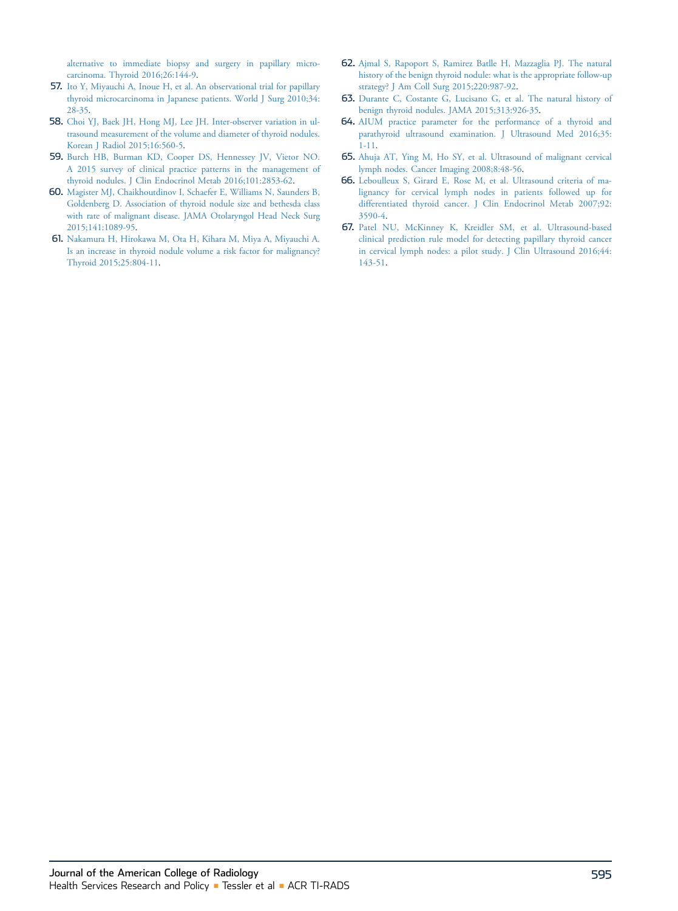alternative to immediate biopsy and surgery in papillary microcarcinoma. Thyroid 2016;26:144-9.

57. Ito Y, Miyauchi A, Inoue H, et al. An observational trial for papillary thyroid microcarcinoma in Japanese patients. World J Surg 2010;34:28-35.
58. Choi YJ, Baek JH, Hong MJ, Lee JH. Inter-observer variation in ultrasound measurement of the volume and diameter of thyroid nodules. Korean J Radiol 2015;16:560-5.
59. Burch HB, Burman KD, Cooper DS, Hennessey JV, Vietor NO. A 2015 survey of clinical practice patterns in the management of thyroid nodules. J Clin Endocrinol Metab 2016;101:2853-62.
60. Magister MJ, Chaikhoutdinov I, Schaefer E, Williams N, Saunders B, Goldenberg D. Association of thyroid nodule size and bethesda class with rate of malignant disease. JAMA Otolaryngol Head Neck Surg 2015;141:1089-95.
61. Nakamura H, Hirokawa M, Ota H, Kihara M, Miya A, Miyauchi A. Is an increase in thyroid nodule volume a risk factor for malignancy? Thyroid 2015;25:804-11.
62. Ajmal S, Rapoport S, Ramirez Batlle H, Mazzaglia PJ. The natural history of the benign thyroid nodule: what is the appropriate follow-up strategy? J Am Coll Surg 2015;220:987-92.
63. Durante C, Costante G, Lucisano G, et al. The natural history of benign thyroid nodules. JAMA 2015;313:926-35.
64. AIUM practice parameter for the performance of a thyroid and parathyroid ultrasound examination. J Ultrasound Med 2016;35:1-11.
65. Ahuja AT, Ying M, Ho SY, et al. Ultrasound of malignant cervical lymph nodes. Cancer Imaging 2008;8:48-56.
66. Leboulleux S, Girard E, Rose M, et al. Ultrasound criteria of malignancy for cervical lymph nodes in patients followed up for differentiated thyroid cancer. J Clin Endocrinol Metab 2007;92:3590-4.
67. Patel NU, McKinney K, Kreidler SM, et al. Ultrasound-based clinical prediction rule model for detecting papillary thyroid cancer in cervical lymph nodes: a pilot study. J Clin Ultrasound 2016;44:143-51.